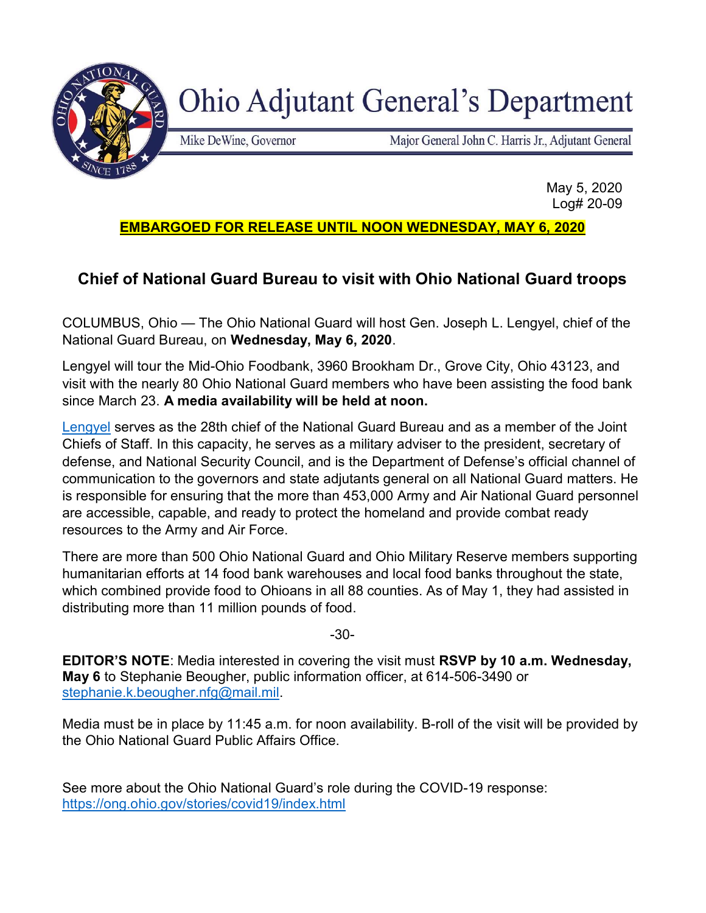# Ohio Adjutant General's Department

Mike DeWine, Governor | Major General John C. Harris Jr., Adjutant General

May 5, 2020
Log# 20-09

**EMBARGOED FOR RELEASE UNTIL NOON WEDNESDAY, MAY 6, 2020**

## Chief of National Guard Bureau to visit with Ohio National Guard troops

COLUMBUS, Ohio — The Ohio National Guard will host Gen. Joseph L. Lengyel, chief of the National Guard Bureau, on **Wednesday, May 6, 2020**.

Lengyel will tour the Mid-Ohio Foodbank, 3960 Brookham Dr., Grove City, Ohio 43123, and visit with the nearly 80 Ohio National Guard members who have been assisting the food bank since March 23. **A media availability will be held at noon.**

Lengyel serves as the 28th chief of the National Guard Bureau and as a member of the Joint Chiefs of Staff. In this capacity, he serves as a military adviser to the president, secretary of defense, and National Security Council, and is the Department of Defense's official channel of communication to the governors and state adjutants general on all National Guard matters. He is responsible for ensuring that the more than 453,000 Army and Air National Guard personnel are accessible, capable, and ready to protect the homeland and provide combat ready resources to the Army and Air Force.

There are more than 500 Ohio National Guard and Ohio Military Reserve members supporting humanitarian efforts at 14 food bank warehouses and local food banks throughout the state, which combined provide food to Ohioans in all 88 counties. As of May 1, they had assisted in distributing more than 11 million pounds of food.

-30-

**EDITOR'S NOTE**: Media interested in covering the visit must **RSVP by 10 a.m. Wednesday, May 6** to Stephanie Beougher, public information officer, at 614-506-3490 or stephanie.k.beougher.nfg@mail.mil.

Media must be in place by 11:45 a.m. for noon availability. B-roll of the visit will be provided by the Ohio National Guard Public Affairs Office.

See more about the Ohio National Guard's role during the COVID-19 response: https://ong.ohio.gov/stories/covid19/index.html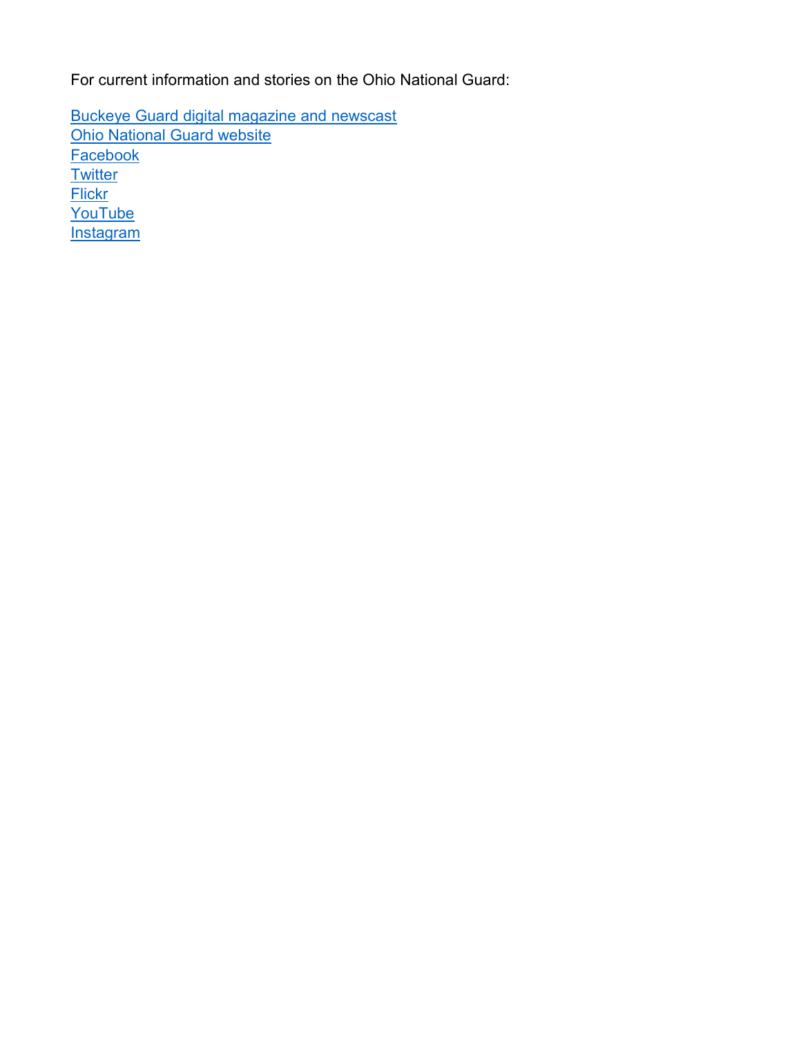For current information and stories on the Ohio National Guard:

Buckeye Guard digital magazine and newscast
Ohio National Guard website
Facebook
Twitter
Flickr
YouTube
Instagram